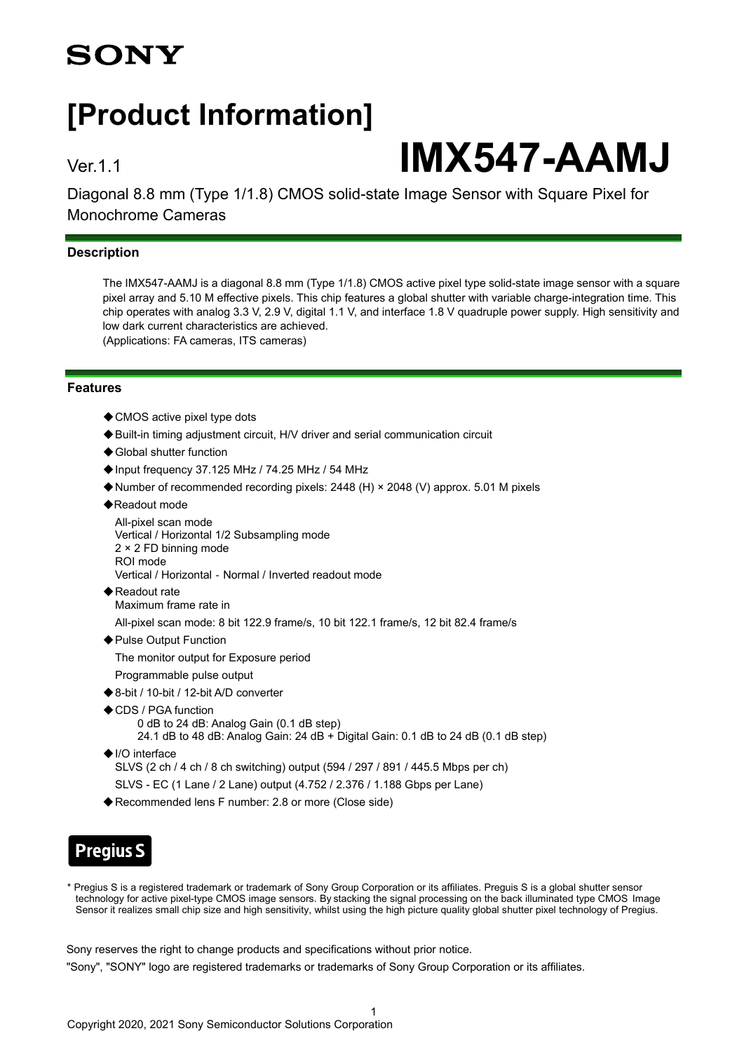**SONY**

# [Product Information]

Ver.1.1

# IMX547-AAMJ

Diagonal 8.8 mm (Type 1/1.8) CMOS solid-state Image Sensor with Square Pixel for Monochrome Cameras

## Description

The IMX547-AAMJ is a diagonal 8.8 mm (Type 1/1.8) CMOS active pixel type solid-state image sensor with a square pixel array and 5.10 M effective pixels. This chip features a global shutter with variable charge-integration time. This chip operates with analog 3.3 V, 2.9 V, digital 1.1 V, and interface 1.8 V quadruple power supply. High sensitivity and low dark current characteristics are achieved.
(Applications: FA cameras, ITS cameras)

## Features

- ◆CMOS active pixel type dots
- ◆Built-in timing adjustment circuit, H/V driver and serial communication circuit
- ◆Global shutter function
- ◆Input frequency 37.125 MHz / 74.25 MHz / 54 MHz
- ◆Number of recommended recording pixels: 2448 (H) × 2048 (V) approx. 5.01 M pixels
- ◆Readout mode
  All-pixel scan mode
  Vertical / Horizontal 1/2 Subsampling mode
  2 × 2 FD binning mode
  ROI mode
  Vertical / Horizontal - Normal / Inverted readout mode
- ◆Readout rate
  Maximum frame rate in
  All-pixel scan mode: 8 bit 122.9 frame/s, 10 bit 122.1 frame/s, 12 bit 82.4 frame/s
- ◆Pulse Output Function
  The monitor output for Exposure period
  Programmable pulse output
- ◆8-bit / 10-bit / 12-bit A/D converter
- ◆CDS / PGA function
  0 dB to 24 dB: Analog Gain (0.1 dB step)
  24.1 dB to 48 dB: Analog Gain: 24 dB + Digital Gain: 0.1 dB to 24 dB (0.1 dB step)
- ◆I/O interface
  SLVS (2 ch / 4 ch / 8 ch switching) output (594 / 297 / 891 / 445.5 Mbps per ch)
  SLVS - EC (1 Lane / 2 Lane) output (4.752 / 2.376 / 1.188 Gbps per Lane)
- ◆Recommended lens F number: 2.8 or more (Close side)

**Pregius S**

* Pregius S is a registered trademark or trademark of Sony Group Corporation or its affiliates. Preguis S is a global shutter sensor technology for active pixel-type CMOS image sensors. By stacking the signal processing on the back illuminated type CMOS Image Sensor it realizes small chip size and high sensitivity, whilst using the high picture quality global shutter pixel technology of Pregius.

Sony reserves the right to change products and specifications without prior notice.

"Sony", "SONY" logo are registered trademarks or trademarks of Sony Group Corporation or its affiliates.

Copyright 2020, 2021 Sony Semiconductor Solutions Corporation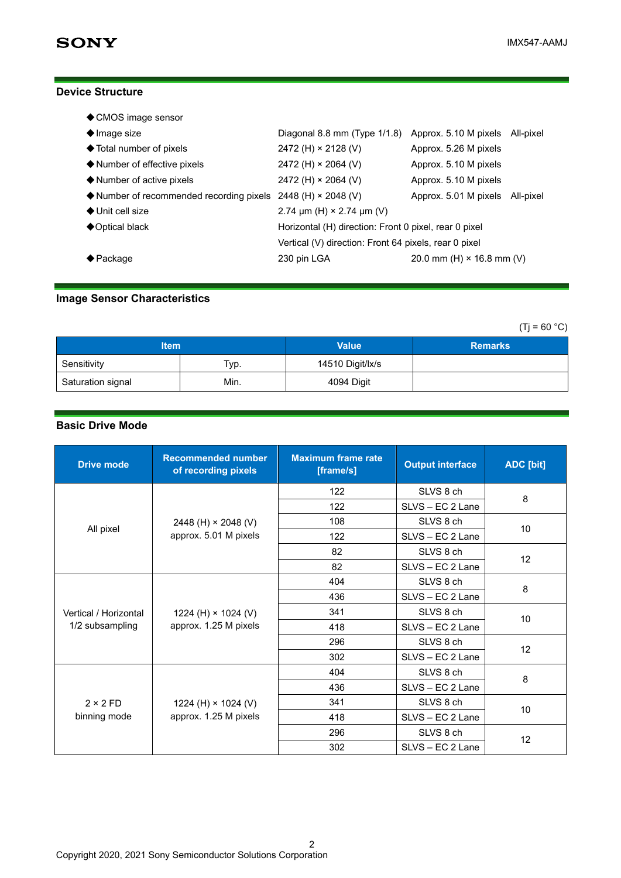## Device Structure

- ◆CMOS image sensor
- ◆Image size — Diagonal 8.8 mm (Type 1/1.8) — Approx. 5.10 M pixels — All-pixel
- ◆Total number of pixels — 2472 (H) × 2128 (V) — Approx. 5.26 M pixels
- ◆Number of effective pixels — 2472 (H) × 2064 (V) — Approx. 5.10 M pixels
- ◆Number of active pixels — 2472 (H) × 2064 (V) — Approx. 5.10 M pixels
- ◆Number of recommended recording pixels — 2448 (H) × 2048 (V) — Approx. 5.01 M pixels — All-pixel
- ◆Unit cell size — 2.74 μm (H) × 2.74 μm (V)
- ◆Optical black — Horizontal (H) direction: Front 0 pixel, rear 0 pixel
  Vertical (V) direction: Front 64 pixels, rear 0 pixel
- ◆Package — 230 pin LGA — 20.0 mm (H) × 16.8 mm (V)

## Image Sensor Characteristics

(Tj = 60 °C)

| Item | | Value | Remarks |
|---|---|---|---|
| Sensitivity | Typ. | 14510 Digit/lx/s | |
| Saturation signal | Min. | 4094 Digit | |

## Basic Drive Mode

| Drive mode | Recommended number of recording pixels | Maximum frame rate [frame/s] | Output interface | ADC [bit] |
|---|---|---|---|---|
| All pixel | 2448 (H) × 2048 (V) approx. 5.01 M pixels | 122 | SLVS 8 ch | 8 |
| | | 122 | SLVS – EC 2 Lane | |
| | | 108 | SLVS 8 ch | 10 |
| | | 122 | SLVS – EC 2 Lane | |
| | | 82 | SLVS 8 ch | 12 |
| | | 82 | SLVS – EC 2 Lane | |
| Vertical / Horizontal 1/2 subsampling | 1224 (H) × 1024 (V) approx. 1.25 M pixels | 404 | SLVS 8 ch | 8 |
| | | 436 | SLVS – EC 2 Lane | |
| | | 341 | SLVS 8 ch | 10 |
| | | 418 | SLVS – EC 2 Lane | |
| | | 296 | SLVS 8 ch | 12 |
| | | 302 | SLVS – EC 2 Lane | |
| 2 × 2 FD binning mode | 1224 (H) × 1024 (V) approx. 1.25 M pixels | 404 | SLVS 8 ch | 8 |
| | | 436 | SLVS – EC 2 Lane | |
| | | 341 | SLVS 8 ch | 10 |
| | | 418 | SLVS – EC 2 Lane | |
| | | 296 | SLVS 8 ch | 12 |
| | | 302 | SLVS – EC 2 Lane | |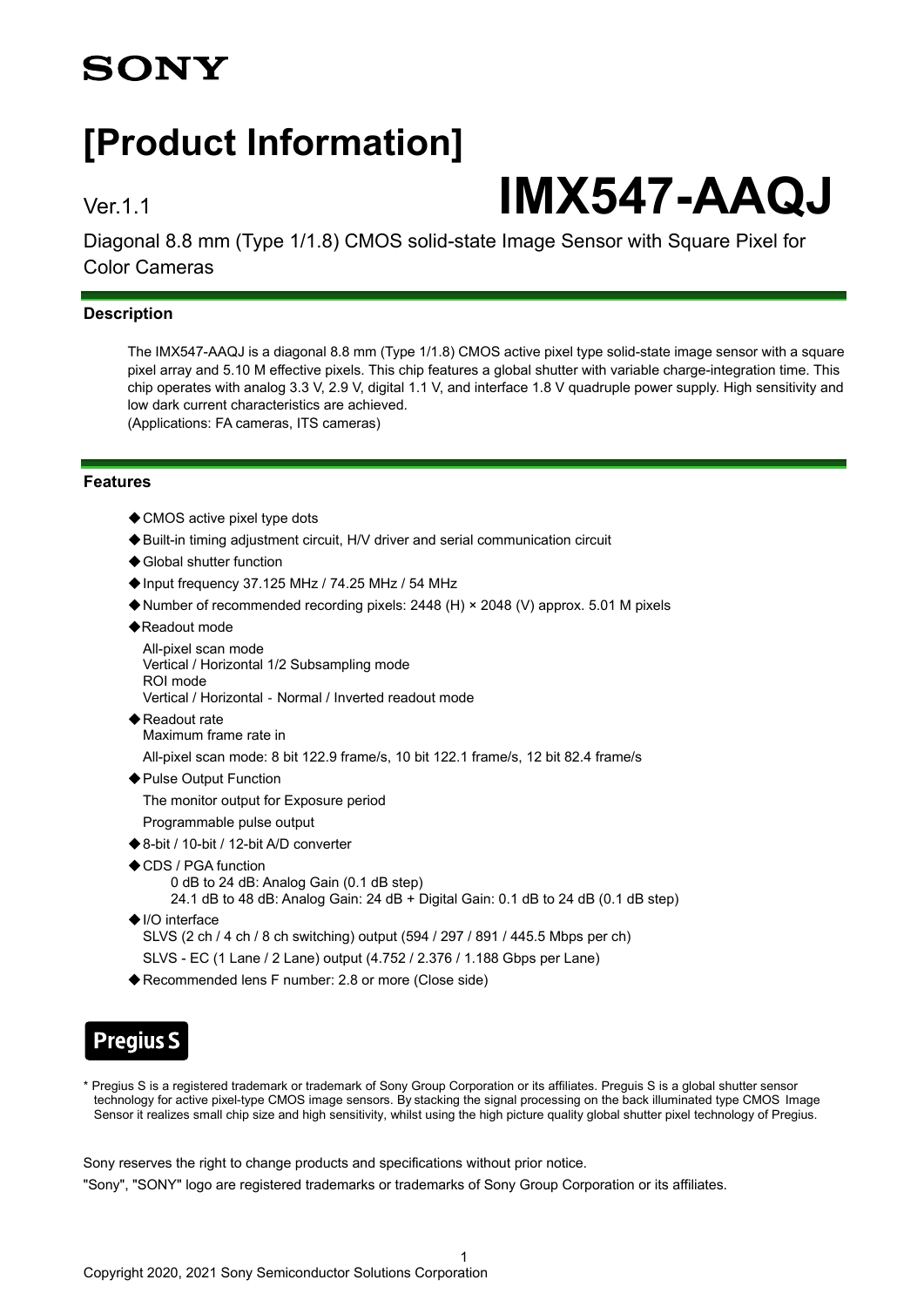SONY

# [Product Information]

Ver.1.1

# IMX547-AAQJ

Diagonal 8.8 mm (Type 1/1.8) CMOS solid-state Image Sensor with Square Pixel for Color Cameras

## Description

The IMX547-AAQJ is a diagonal 8.8 mm (Type 1/1.8) CMOS active pixel type solid-state image sensor with a square pixel array and 5.10 M effective pixels. This chip features a global shutter with variable charge-integration time. This chip operates with analog 3.3 V, 2.9 V, digital 1.1 V, and interface 1.8 V quadruple power supply. High sensitivity and low dark current characteristics are achieved.
(Applications: FA cameras, ITS cameras)

## Features

- ◆CMOS active pixel type dots
- ◆Built-in timing adjustment circuit, H/V driver and serial communication circuit
- ◆Global shutter function
- ◆Input frequency 37.125 MHz / 74.25 MHz / 54 MHz
- ◆Number of recommended recording pixels: 2448 (H) × 2048 (V) approx. 5.01 M pixels
- ◆Readout mode

  All-pixel scan mode
  Vertical / Horizontal 1/2 Subsampling mode
  ROI mode
  Vertical / Horizontal - Normal / Inverted readout mode
- ◆Readout rate
  Maximum frame rate in

  All-pixel scan mode: 8 bit 122.9 frame/s, 10 bit 122.1 frame/s, 12 bit 82.4 frame/s
- ◆Pulse Output Function

  The monitor output for Exposure period

  Programmable pulse output
- ◆8-bit / 10-bit / 12-bit A/D converter
- ◆CDS / PGA function
  - 0 dB to 24 dB: Analog Gain (0.1 dB step)
  - 24.1 dB to 48 dB: Analog Gain: 24 dB + Digital Gain: 0.1 dB to 24 dB (0.1 dB step)
- ◆I/O interface
  SLVS (2 ch / 4 ch / 8 ch switching) output (594 / 297 / 891 / 445.5 Mbps per ch)

  SLVS - EC (1 Lane / 2 Lane) output (4.752 / 2.376 / 1.188 Gbps per Lane)
- ◆Recommended lens F number: 2.8 or more (Close side)

**Pregius S**

\* Pregius S is a registered trademark or trademark of Sony Group Corporation or its affiliates. Preguis S is a global shutter sensor technology for active pixel-type CMOS image sensors. By stacking the signal processing on the back illuminated type CMOS Image Sensor it realizes small chip size and high sensitivity, whilst using the high picture quality global shutter pixel technology of Pregius.

Sony reserves the right to change products and specifications without prior notice.

"Sony", "SONY" logo are registered trademarks or trademarks of Sony Group Corporation or its affiliates.

Copyright 2020, 2021 Sony Semiconductor Solutions Corporation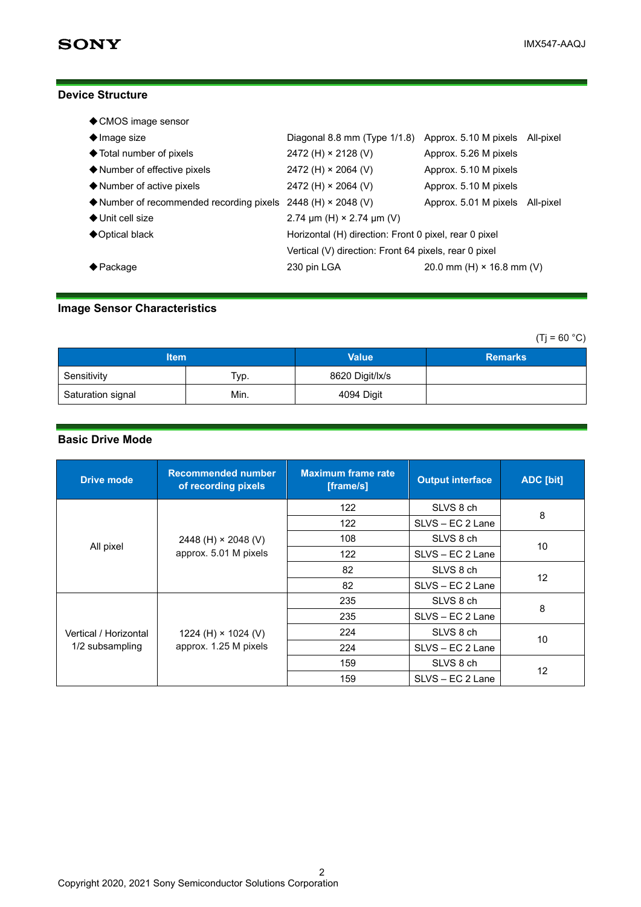## Device Structure

- ◆CMOS image sensor
- ◆Image size: Diagonal 8.8 mm (Type 1/1.8) Approx. 5.10 M pixels All-pixel
- ◆Total number of pixels: 2472 (H) × 2128 (V) Approx. 5.26 M pixels
- ◆Number of effective pixels: 2472 (H) × 2064 (V) Approx. 5.10 M pixels
- ◆Number of active pixels: 2472 (H) × 2064 (V) Approx. 5.10 M pixels
- ◆Number of recommended recording pixels: 2448 (H) × 2048 (V) Approx. 5.01 M pixels All-pixel
- ◆Unit cell size: 2.74 μm (H) × 2.74 μm (V)
- ◆Optical black: Horizontal (H) direction: Front 0 pixel, rear 0 pixel
  Vertical (V) direction: Front 64 pixels, rear 0 pixel
- ◆Package: 230 pin LGA 20.0 mm (H) × 16.8 mm (V)

## Image Sensor Characteristics

(Tj = 60 °C)

| Item | | Value | Remarks |
|---|---|---|---|
| Sensitivity | Typ. | 8620 Digit/lx/s | |
| Saturation signal | Min. | 4094 Digit | |

## Basic Drive Mode

| Drive mode | Recommended number of recording pixels | Maximum frame rate [frame/s] | Output interface | ADC [bit] |
|---|---|---|---|---|
| All pixel | 2448 (H) × 2048 (V) approx. 5.01 M pixels | 122 | SLVS 8 ch | 8 |
| | | 122 | SLVS – EC 2 Lane | |
| | | 108 | SLVS 8 ch | 10 |
| | | 122 | SLVS – EC 2 Lane | |
| | | 82 | SLVS 8 ch | 12 |
| | | 82 | SLVS – EC 2 Lane | |
| Vertical / Horizontal 1/2 subsampling | 1224 (H) × 1024 (V) approx. 1.25 M pixels | 235 | SLVS 8 ch | 8 |
| | | 235 | SLVS – EC 2 Lane | |
| | | 224 | SLVS 8 ch | 10 |
| | | 224 | SLVS – EC 2 Lane | |
| | | 159 | SLVS 8 ch | 12 |
| | | 159 | SLVS – EC 2 Lane | |

Copyright 2020, 2021 Sony Semiconductor Solutions Corporation